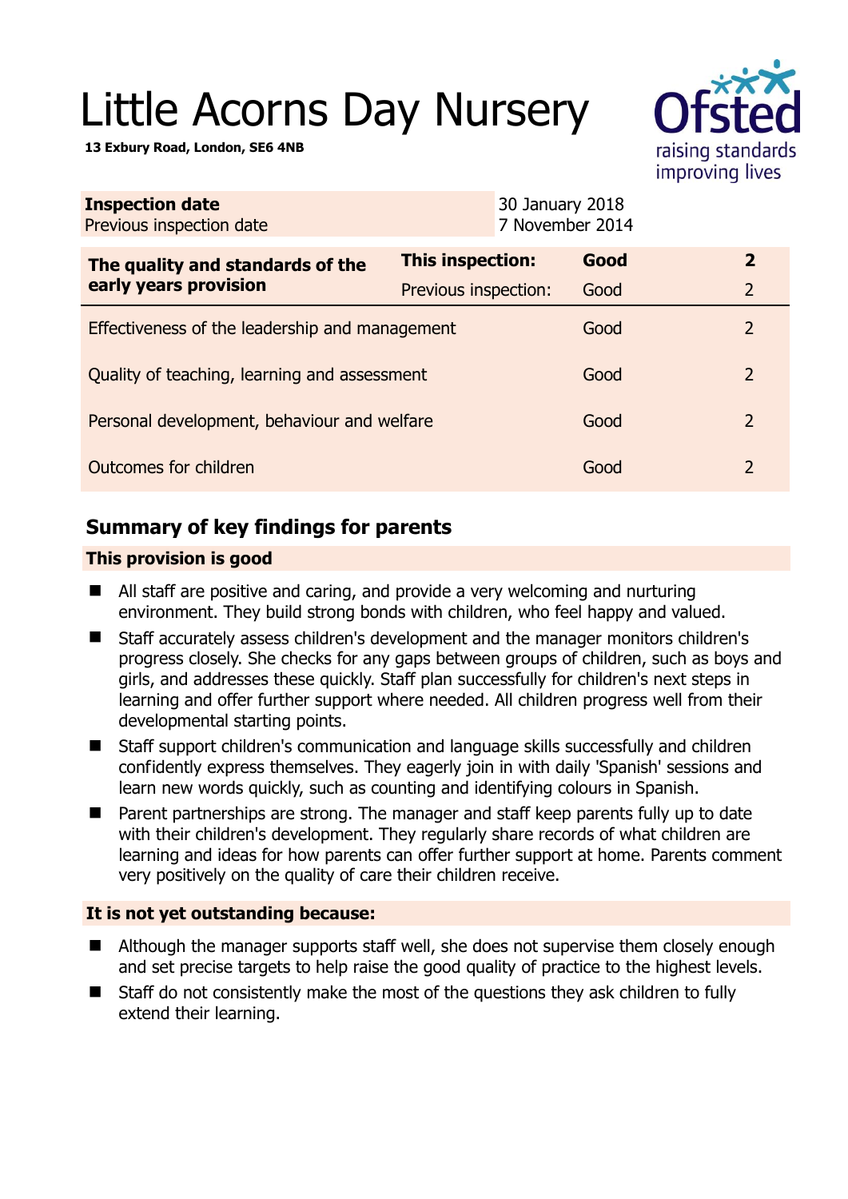# Little Acorns Day Nursery

**13 Exbury Road, London, SE6 4NB**

| **Inspection date** | 30 January 2018 |
|---|---|
| Previous inspection date | 7 November 2014 |

| **The quality and standards of the early years provision** | **This inspection:** | **Good** | **2** |
|---|---|---|---|
| | Previous inspection: | Good | 2 |
| Effectiveness of the leadership and management | | Good | 2 |
| Quality of teaching, learning and assessment | | Good | 2 |
| Personal development, behaviour and welfare | | Good | 2 |
| Outcomes for children | | Good | 2 |

## Summary of key findings for parents

**This provision is good**

- All staff are positive and caring, and provide a very welcoming and nurturing environment. They build strong bonds with children, who feel happy and valued.
- Staff accurately assess children's development and the manager monitors children's progress closely. She checks for any gaps between groups of children, such as boys and girls, and addresses these quickly. Staff plan successfully for children's next steps in learning and offer further support where needed. All children progress well from their developmental starting points.
- Staff support children's communication and language skills successfully and children confidently express themselves. They eagerly join in with daily 'Spanish' sessions and learn new words quickly, such as counting and identifying colours in Spanish.
- Parent partnerships are strong. The manager and staff keep parents fully up to date with their children's development. They regularly share records of what children are learning and ideas for how parents can offer further support at home. Parents comment very positively on the quality of care their children receive.

**It is not yet outstanding because:**

- Although the manager supports staff well, she does not supervise them closely enough and set precise targets to help raise the good quality of practice to the highest levels.
- Staff do not consistently make the most of the questions they ask children to fully extend their learning.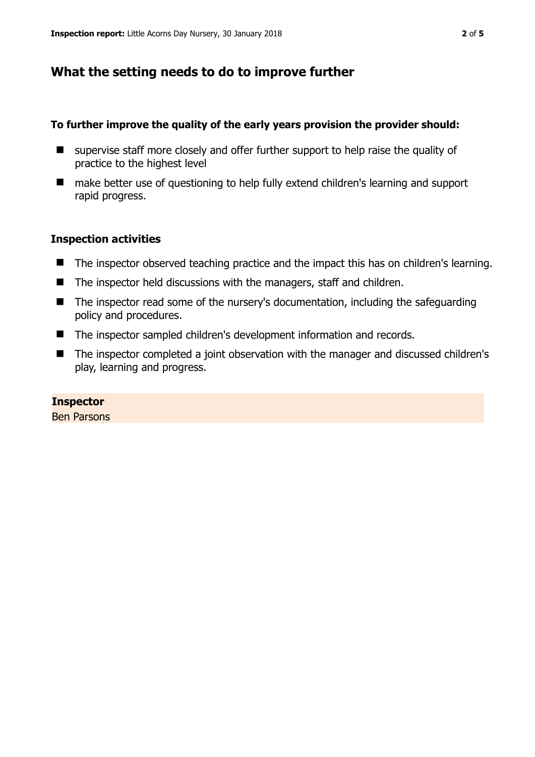## What the setting needs to do to improve further

**To further improve the quality of the early years provision the provider should:**

- supervise staff more closely and offer further support to help raise the quality of practice to the highest level
- make better use of questioning to help fully extend children's learning and support rapid progress.

### Inspection activities

- The inspector observed teaching practice and the impact this has on children's learning.
- The inspector held discussions with the managers, staff and children.
- The inspector read some of the nursery's documentation, including the safeguarding policy and procedures.
- The inspector sampled children's development information and records.
- The inspector completed a joint observation with the manager and discussed children's play, learning and progress.

**Inspector**
Ben Parsons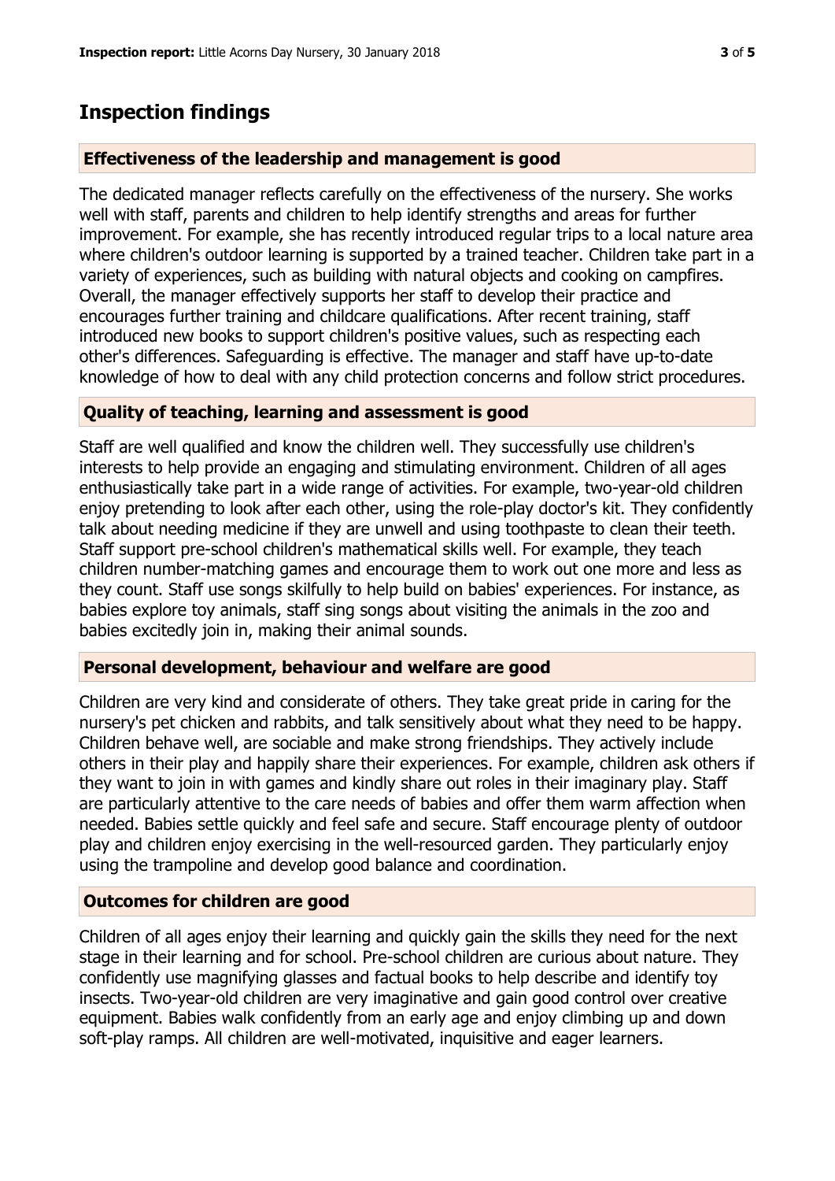# Inspection findings

### Effectiveness of the leadership and management is good

The dedicated manager reflects carefully on the effectiveness of the nursery. She works well with staff, parents and children to help identify strengths and areas for further improvement. For example, she has recently introduced regular trips to a local nature area where children's outdoor learning is supported by a trained teacher. Children take part in a variety of experiences, such as building with natural objects and cooking on campfires. Overall, the manager effectively supports her staff to develop their practice and encourages further training and childcare qualifications. After recent training, staff introduced new books to support children's positive values, such as respecting each other's differences. Safeguarding is effective. The manager and staff have up-to-date knowledge of how to deal with any child protection concerns and follow strict procedures.

### Quality of teaching, learning and assessment is good

Staff are well qualified and know the children well. They successfully use children's interests to help provide an engaging and stimulating environment. Children of all ages enthusiastically take part in a wide range of activities. For example, two-year-old children enjoy pretending to look after each other, using the role-play doctor's kit. They confidently talk about needing medicine if they are unwell and using toothpaste to clean their teeth. Staff support pre-school children's mathematical skills well. For example, they teach children number-matching games and encourage them to work out one more and less as they count. Staff use songs skilfully to help build on babies' experiences. For instance, as babies explore toy animals, staff sing songs about visiting the animals in the zoo and babies excitedly join in, making their animal sounds.

### Personal development, behaviour and welfare are good

Children are very kind and considerate of others. They take great pride in caring for the nursery's pet chicken and rabbits, and talk sensitively about what they need to be happy. Children behave well, are sociable and make strong friendships. They actively include others in their play and happily share their experiences. For example, children ask others if they want to join in with games and kindly share out roles in their imaginary play. Staff are particularly attentive to the care needs of babies and offer them warm affection when needed. Babies settle quickly and feel safe and secure. Staff encourage plenty of outdoor play and children enjoy exercising in the well-resourced garden. They particularly enjoy using the trampoline and develop good balance and coordination.

### Outcomes for children are good

Children of all ages enjoy their learning and quickly gain the skills they need for the next stage in their learning and for school. Pre-school children are curious about nature. They confidently use magnifying glasses and factual books to help describe and identify toy insects. Two-year-old children are very imaginative and gain good control over creative equipment. Babies walk confidently from an early age and enjoy climbing up and down soft-play ramps. All children are well-motivated, inquisitive and eager learners.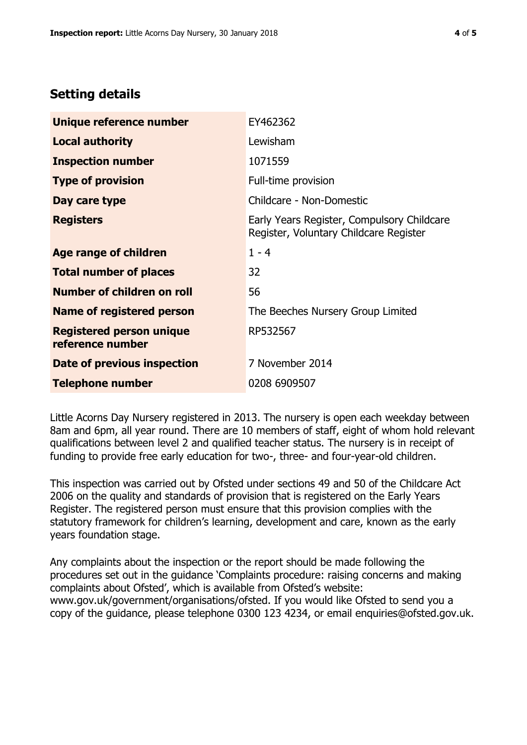## Setting details

| | |
|---|---|
| **Unique reference number** | EY462362 |
| **Local authority** | Lewisham |
| **Inspection number** | 1071559 |
| **Type of provision** | Full-time provision |
| **Day care type** | Childcare - Non-Domestic |
| **Registers** | Early Years Register, Compulsory Childcare Register, Voluntary Childcare Register |
| **Age range of children** | 1 - 4 |
| **Total number of places** | 32 |
| **Number of children on roll** | 56 |
| **Name of registered person** | The Beeches Nursery Group Limited |
| **Registered person unique reference number** | RP532567 |
| **Date of previous inspection** | 7 November 2014 |
| **Telephone number** | 0208 6909507 |

Little Acorns Day Nursery registered in 2013. The nursery is open each weekday between 8am and 6pm, all year round. There are 10 members of staff, eight of whom hold relevant qualifications between level 2 and qualified teacher status. The nursery is in receipt of funding to provide free early education for two-, three- and four-year-old children.

This inspection was carried out by Ofsted under sections 49 and 50 of the Childcare Act 2006 on the quality and standards of provision that is registered on the Early Years Register. The registered person must ensure that this provision complies with the statutory framework for children's learning, development and care, known as the early years foundation stage.

Any complaints about the inspection or the report should be made following the procedures set out in the guidance 'Complaints procedure: raising concerns and making complaints about Ofsted', which is available from Ofsted's website: www.gov.uk/government/organisations/ofsted. If you would like Ofsted to send you a copy of the guidance, please telephone 0300 123 4234, or email enquiries@ofsted.gov.uk.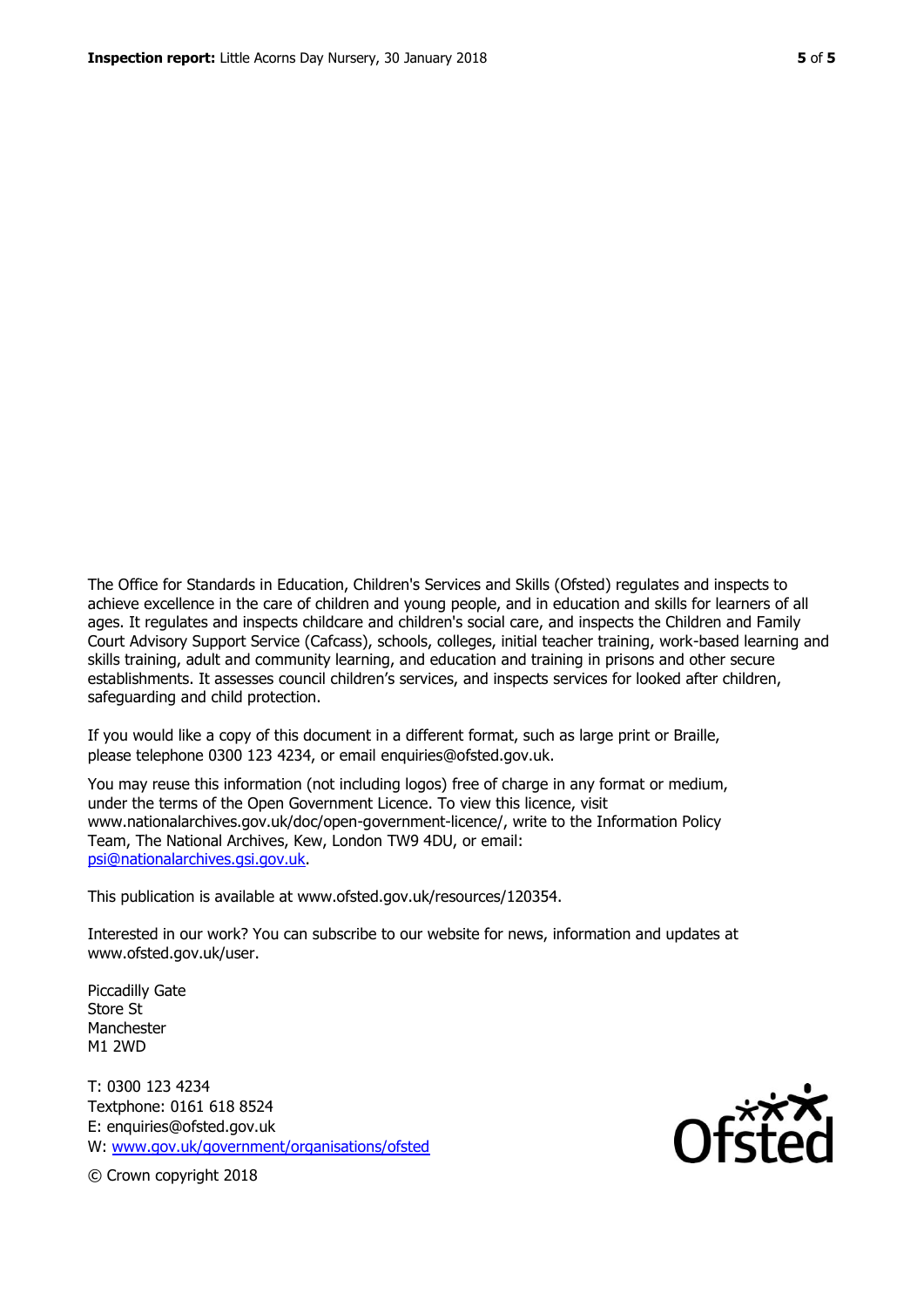The Office for Standards in Education, Children's Services and Skills (Ofsted) regulates and inspects to achieve excellence in the care of children and young people, and in education and skills for learners of all ages. It regulates and inspects childcare and children's social care, and inspects the Children and Family Court Advisory Support Service (Cafcass), schools, colleges, initial teacher training, work-based learning and skills training, adult and community learning, and education and training in prisons and other secure establishments. It assesses council children's services, and inspects services for looked after children, safeguarding and child protection.

If you would like a copy of this document in a different format, such as large print or Braille, please telephone 0300 123 4234, or email enquiries@ofsted.gov.uk.

You may reuse this information (not including logos) free of charge in any format or medium, under the terms of the Open Government Licence. To view this licence, visit www.nationalarchives.gov.uk/doc/open-government-licence/, write to the Information Policy Team, The National Archives, Kew, London TW9 4DU, or email: psi@nationalarchives.gsi.gov.uk.

This publication is available at www.ofsted.gov.uk/resources/120354.

Interested in our work? You can subscribe to our website for news, information and updates at www.ofsted.gov.uk/user.

Piccadilly Gate
Store St
Manchester
M1 2WD

T: 0300 123 4234
Textphone: 0161 618 8524
E: enquiries@ofsted.gov.uk
W: www.gov.uk/government/organisations/ofsted

© Crown copyright 2018

Ofsted